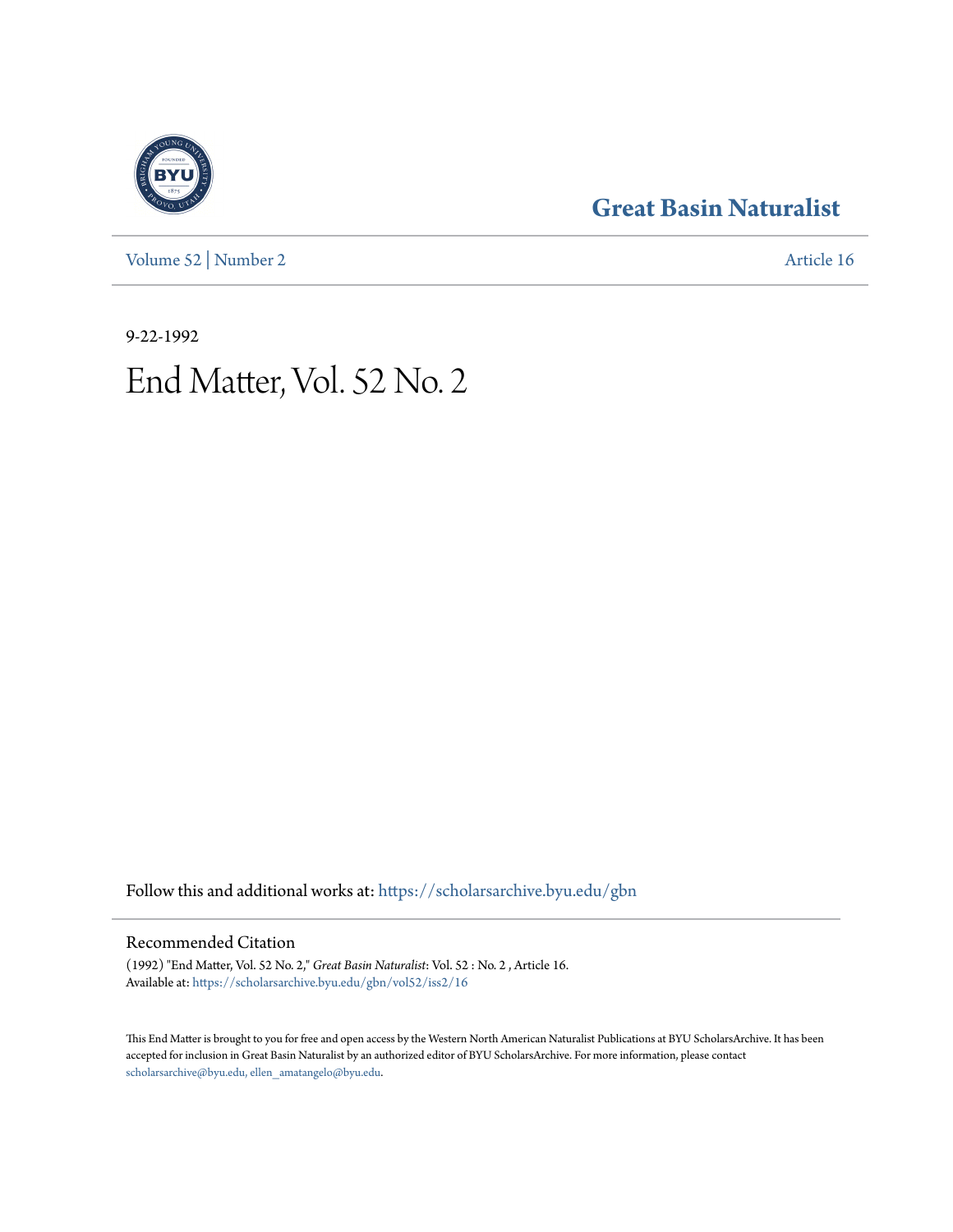# Great Basin Naturalist

Volume 52 | Number 2 | Article 16

9-22-1992

# End Matter, Vol. 52 No. 2

Follow this and additional works at: https://scholarsarchive.byu.edu/gbn

## Recommended Citation

(1992) "End Matter, Vol. 52 No. 2," *Great Basin Naturalist*: Vol. 52 : No. 2 , Article 16.
Available at: https://scholarsarchive.byu.edu/gbn/vol52/iss2/16

This End Matter is brought to you for free and open access by the Western North American Naturalist Publications at BYU ScholarsArchive. It has been accepted for inclusion in Great Basin Naturalist by an authorized editor of BYU ScholarsArchive. For more information, please contact scholarsarchive@byu.edu, ellen_amatangelo@byu.edu.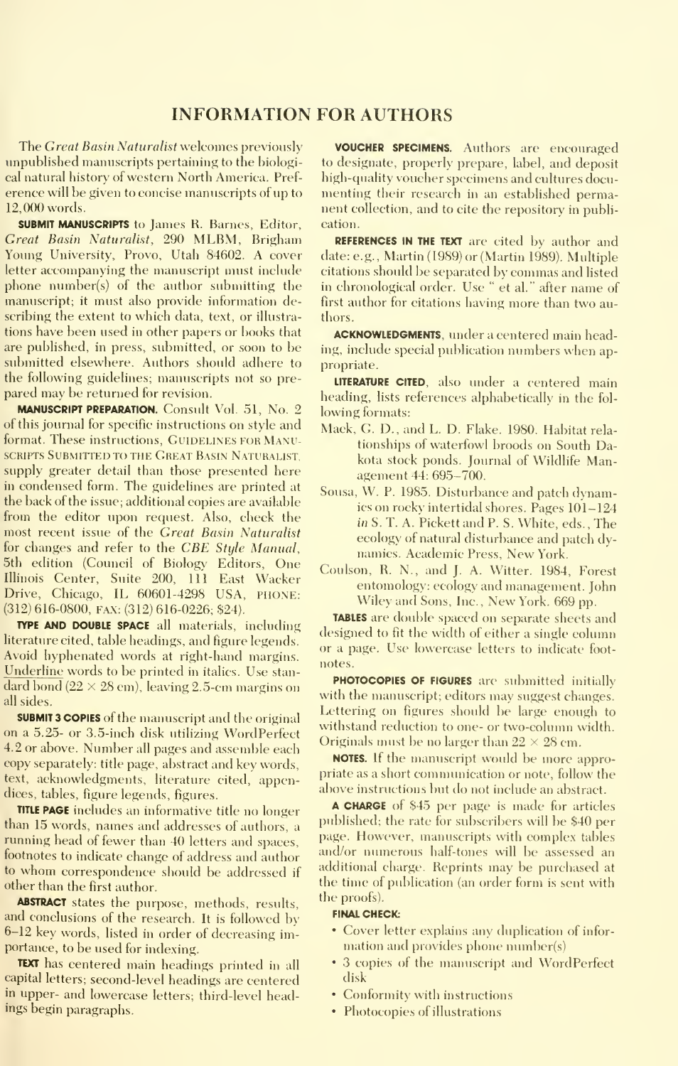# INFORMATION FOR AUTHORS

The *Great Basin Naturalist* welcomes previously unpublished manuscripts pertaining to the biological natural history of western North America. Preference will be given to concise manuscripts of up to 12,000 words.

**SUBMIT MANUSCRIPTS** to James R. Barnes, Editor, *Great Basin Naturalist*, 290 MLBM, Brigham Young University, Provo, Utah 84602. A cover letter accompanying the manuscript must include phone number(s) of the author submitting the manuscript; it must also provide information describing the extent to which data, text, or illustrations have been used in other papers or books that are published, in press, submitted, or soon to be submitted elsewhere. Authors should adhere to the following guidelines; manuscripts not so prepared may be returned for revision.

**MANUSCRIPT PREPARATION.** Consult Vol. 51, No. 2 of this journal for specific instructions on style and format. These instructions, GUIDELINES FOR MANUSCRIPTS SUBMITTED TO THE GREAT BASIN NATURALIST, supply greater detail than those presented here in condensed form. The guidelines are printed at the back of the issue; additional copies are available from the editor upon request. Also, check the most recent issue of the *Great Basin Naturalist* for changes and refer to the *CBE Style Manual*, 5th edition (Council of Biology Editors, One Illinois Center, Suite 200, 111 East Wacker Drive, Chicago, IL 60601-4298 USA, PHONE: (312) 616-0800, FAX: (312) 616-0226; $24).

**TYPE AND DOUBLE SPACE** all materials, including literature cited, table headings, and figure legends. Avoid hyphenated words at right-hand margins. Underline words to be printed in italics. Use standard bond (22 × 28 cm), leaving 2.5-cm margins on all sides.

**SUBMIT 3 COPIES** of the manuscript and the original on a 5.25- or 3.5-inch disk utilizing WordPerfect 4.2 or above. Number all pages and assemble each copy separately: title page, abstract and key words, text, acknowledgments, literature cited, appendices, tables, figure legends, figures.

**TITLE PAGE** includes an informative title no longer than 15 words, names and addresses of authors, a running head of fewer than 40 letters and spaces, footnotes to indicate change of address and author to whom correspondence should be addressed if other than the first author.

**ABSTRACT** states the purpose, methods, results, and conclusions of the research. It is followed by 6–12 key words, listed in order of decreasing importance, to be used for indexing.

**TEXT** has centered main headings printed in all capital letters; second-level headings are centered in upper- and lowercase letters; third-level headings begin paragraphs.

**VOUCHER SPECIMENS.** Authors are encouraged to designate, properly prepare, label, and deposit high-quality voucher specimens and cultures documenting their research in an established permanent collection, and to cite the repository in publication.

**REFERENCES IN THE TEXT** are cited by author and date: e.g., Martin (1989) or (Martin 1989). Multiple citations should be separated by commas and listed in chronological order. Use " et al." after name of first author for citations having more than two authors.

**ACKNOWLEDGMENTS**, under a centered main heading, include special publication numbers when appropriate.

**LITERATURE CITED**, also under a centered main heading, lists references alphabetically in the following formats:

Mack, G. D., and L. D. Flake. 1980. Habitat relationships of waterfowl broods on South Dakota stock ponds. Journal of Wildlife Management 44: 695–700.

Sousa, W. P. 1985. Disturbance and patch dynamics on rocky intertidal shores. Pages 101–124 *in* S. T. A. Pickett and P. S. White, eds., The ecology of natural disturbance and patch dynamics. Academic Press, New York.

Coulson, R. N., and J. A. Witter. 1984, Forest entomology: ecology and management. John Wiley and Sons, Inc., New York. 669 pp.

**TABLES** are double spaced on separate sheets and designed to fit the width of either a single column or a page. Use lowercase letters to indicate footnotes.

**PHOTOCOPIES OF FIGURES** are submitted initially with the manuscript; editors may suggest changes. Lettering on figures should be large enough to withstand reduction to one- or two-column width. Originals must be no larger than 22 × 28 cm.

**NOTES.** If the manuscript would be more appropriate as a short communication or note, follow the above instructions but do not include an abstract.

**A CHARGE** of $45 per page is made for articles published; the rate for subscribers will be $40 per page. However, manuscripts with complex tables and/or numerous half-tones will be assessed an additional charge. Reprints may be purchased at the time of publication (an order form is sent with the proofs).

**FINAL CHECK:**

- Cover letter explains any duplication of information and provides phone number(s)
- 3 copies of the manuscript and WordPerfect disk
- Conformity with instructions
- Photocopies of illustrations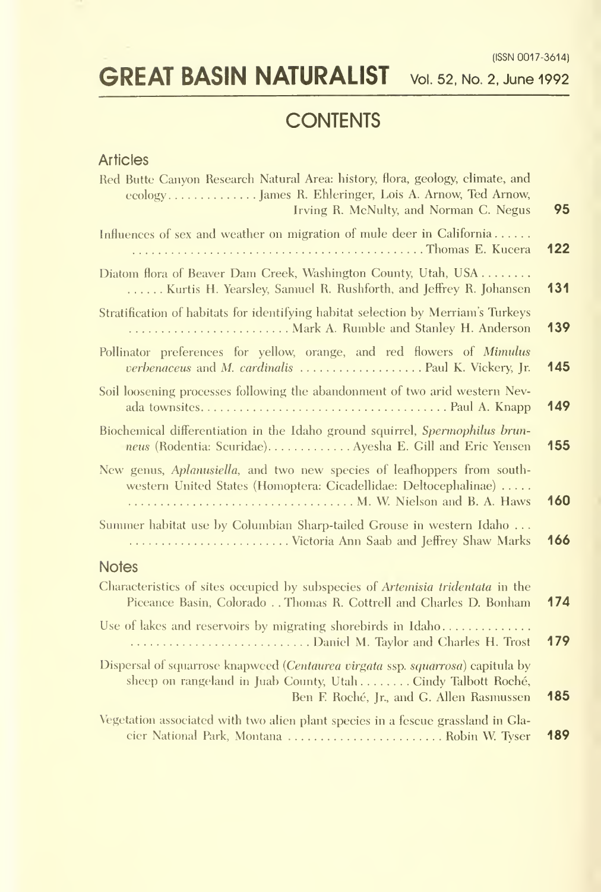(ISSN 0017-3614)

# GREAT BASIN NATURALIST Vol. 52, No. 2, June 1992

## CONTENTS

### Articles

Red Butte Canyon Research Natural Area: history, flora, geology, climate, and ecology . . . . . . . . . . . . . . James R. Ehleringer, Lois A. Arnow, Ted Arnow, Irving R. McNulty, and Norman C. Negus **95**

Influences of sex and weather on migration of mule deer in California . . . . . . . . . . . . . . . . . . . . . . . . . . . . . . . . . . . . . . . . . . . . . . . . . . Thomas E. Kucera **122**

Diatom flora of Beaver Dam Creek, Washington County, Utah, USA . . . . . . . . . . . . . . Kurtis H. Yearsley, Samuel R. Rushforth, and Jeffrey R. Johansen **131**

Stratification of habitats for identifying habitat selection by Merriam's Turkeys . . . . . . . . . . . . . . . . . . . . . . . . . Mark A. Rumble and Stanley H. Anderson **139**

Pollinator preferences for yellow, orange, and red flowers of *Mimulus verbenaceus* and *M. cardinalis* . . . . . . . . . . . . . . . . . . . . Paul K. Vickery, Jr. **145**

Soil loosening processes following the abandonment of two arid western Nevada townsites . . . . . . . . . . . . . . . . . . . . . . . . . . . . . . . . . . . . . . Paul A. Knapp **149**

Biochemical differentiation in the Idaho ground squirrel, *Spermophilus brunneus* (Rodentia: Scuridae) . . . . . . . . . . . . . Ayesha E. Gill and Eric Yensen **155**

New genus, *Aplanusiella*, and two new species of leafhoppers from southwestern United States (Homoptera: Cicadellidae: Deltocephalinae) . . . . . . . . . . . . . . . . . . . . . . . . . . . . . . . . . . . . . . . . M. W. Nielson and B. A. Haws **160**

Summer habitat use by Columbian Sharp-tailed Grouse in western Idaho . . . . . . . . . . . . . . . . . . . . . . . . . . . . Victoria Ann Saab and Jeffrey Shaw Marks **166**

### Notes

Characteristics of sites occupied by subspecies of *Artemisia tridentata* in the Piceance Basin, Colorado . . Thomas R. Cottrell and Charles D. Bonham **174**

Use of lakes and reservoirs by migrating shorebirds in Idaho . . . . . . . . . . . . . . . . . . . . . . . . . . . . . . . . . . . . . . . . . . . Daniel M. Taylor and Charles H. Trost **179**

Dispersal of squarrose knapweed (*Centaurea virgata* ssp. *squarrosa*) capitula by sheep on rangeland in Juab County, Utah . . . . . . . . Cindy Talbott Roché, Ben F. Roché, Jr., and G. Allen Rasmussen **185**

Vegetation associated with two alien plant species in a fescue grassland in Glacier National Park, Montana . . . . . . . . . . . . . . . . . . . . . . . . Robin W. Tyser **189**